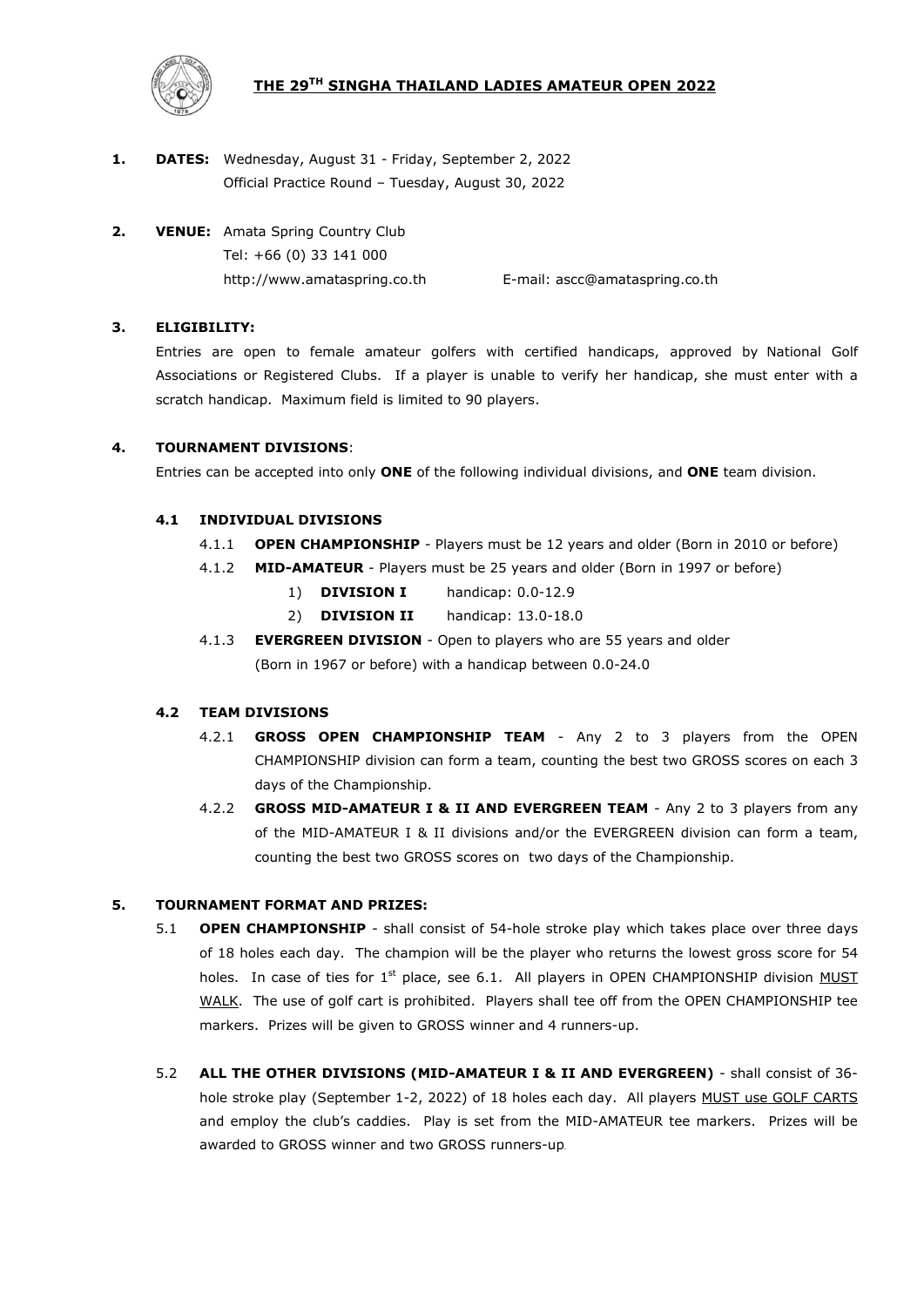# THE 29TH SINGHA THAILAND LADIES AMATEUR OPEN 2022

**1. DATES:** Wednesday, August 31 - Friday, September 2, 2022
Official Practice Round – Tuesday, August 30, 2022

**2. VENUE:** Amata Spring Country Club
Tel: +66 (0) 33 141 000
http://www.amataspring.co.th E-mail: ascc@amataspring.co.th

**3. ELIGIBILITY:**

Entries are open to female amateur golfers with certified handicaps, approved by National Golf Associations or Registered Clubs. If a player is unable to verify her handicap, she must enter with a scratch handicap. Maximum field is limited to 90 players.

**4. TOURNAMENT DIVISIONS**:

Entries can be accepted into only **ONE** of the following individual divisions, and **ONE** team division.

**4.1 INDIVIDUAL DIVISIONS**

4.1.1 **OPEN CHAMPIONSHIP** - Players must be 12 years and older (Born in 2010 or before)

4.1.2 **MID-AMATEUR** - Players must be 25 years and older (Born in 1997 or before)

1) **DIVISION I** handicap: 0.0-12.9
2) **DIVISION II** handicap: 13.0-18.0

4.1.3 **EVERGREEN DIVISION** - Open to players who are 55 years and older (Born in 1967 or before) with a handicap between 0.0-24.0

**4.2 TEAM DIVISIONS**

4.2.1 **GROSS OPEN CHAMPIONSHIP TEAM** - Any 2 to 3 players from the OPEN CHAMPIONSHIP division can form a team, counting the best two GROSS scores on each 3 days of the Championship.

4.2.2 **GROSS MID-AMATEUR I & II AND EVERGREEN TEAM** - Any 2 to 3 players from any of the MID-AMATEUR I & II divisions and/or the EVERGREEN division can form a team, counting the best two GROSS scores on two days of the Championship.

**5. TOURNAMENT FORMAT AND PRIZES:**

5.1 **OPEN CHAMPIONSHIP** - shall consist of 54-hole stroke play which takes place over three days of 18 holes each day. The champion will be the player who returns the lowest gross score for 54 holes. In case of ties for 1st place, see 6.1. All players in OPEN CHAMPIONSHIP division MUST WALK. The use of golf cart is prohibited. Players shall tee off from the OPEN CHAMPIONSHIP tee markers. Prizes will be given to GROSS winner and 4 runners-up.

5.2 **ALL THE OTHER DIVISIONS (MID-AMATEUR I & II AND EVERGREEN)** - shall consist of 36-hole stroke play (September 1-2, 2022) of 18 holes each day. All players MUST use GOLF CARTS and employ the club's caddies. Play is set from the MID-AMATEUR tee markers. Prizes will be awarded to GROSS winner and two GROSS runners-up.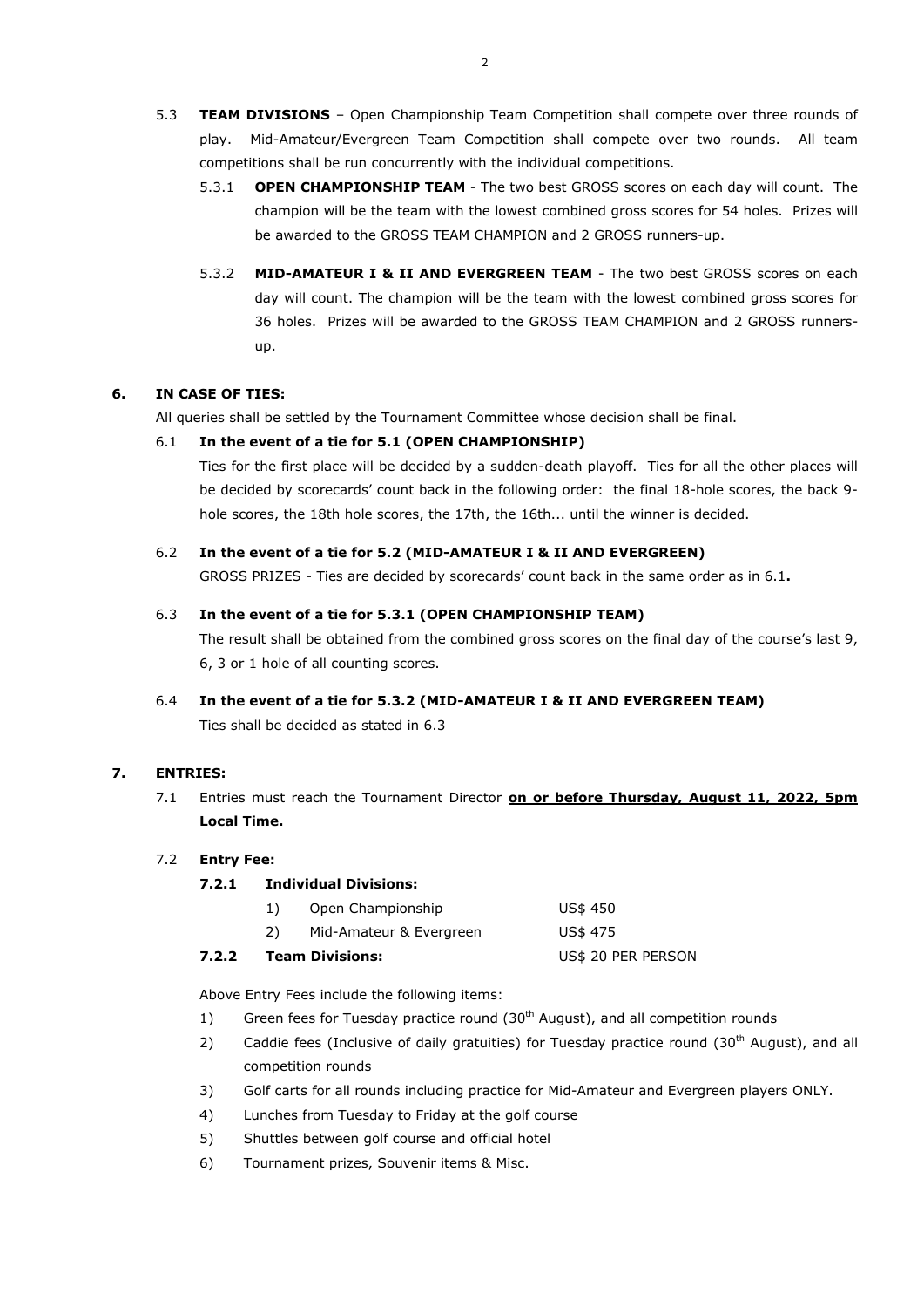5.3 **TEAM DIVISIONS** – Open Championship Team Competition shall compete over three rounds of play. Mid-Amateur/Evergreen Team Competition shall compete over two rounds. All team competitions shall be run concurrently with the individual competitions.

5.3.1 **OPEN CHAMPIONSHIP TEAM** - The two best GROSS scores on each day will count. The champion will be the team with the lowest combined gross scores for 54 holes. Prizes will be awarded to the GROSS TEAM CHAMPION and 2 GROSS runners-up.

5.3.2 **MID-AMATEUR I & II AND EVERGREEN TEAM** - The two best GROSS scores on each day will count. The champion will be the team with the lowest combined gross scores for 36 holes. Prizes will be awarded to the GROSS TEAM CHAMPION and 2 GROSS runners-up.

## 6. IN CASE OF TIES:

All queries shall be settled by the Tournament Committee whose decision shall be final.

6.1 **In the event of a tie for 5.1 (OPEN CHAMPIONSHIP)**

Ties for the first place will be decided by a sudden-death playoff. Ties for all the other places will be decided by scorecards' count back in the following order: the final 18-hole scores, the back 9-hole scores, the 18th hole scores, the 17th, the 16th... until the winner is decided.

6.2 **In the event of a tie for 5.2 (MID-AMATEUR I & II AND EVERGREEN)**

GROSS PRIZES - Ties are decided by scorecards' count back in the same order as in 6.1**.**

6.3 **In the event of a tie for 5.3.1 (OPEN CHAMPIONSHIP TEAM)**

The result shall be obtained from the combined gross scores on the final day of the course's last 9, 6, 3 or 1 hole of all counting scores.

6.4 **In the event of a tie for 5.3.2 (MID-AMATEUR I & II AND EVERGREEN TEAM)**

Ties shall be decided as stated in 6.3

## 7. ENTRIES:

7.1 Entries must reach the Tournament Director **on or before Thursday, August 11, 2022, 5pm Local Time.**

7.2 **Entry Fee:**

**7.2.1 Individual Divisions:**

1) Open Championship US$ 450
2) Mid-Amateur & Evergreen US$ 475

**7.2.2 Team Divisions:** US$ 20 PER PERSON

Above Entry Fees include the following items:

1) Green fees for Tuesday practice round (30th August), and all competition rounds
2) Caddie fees (Inclusive of daily gratuities) for Tuesday practice round (30th August), and all competition rounds
3) Golf carts for all rounds including practice for Mid-Amateur and Evergreen players ONLY.
4) Lunches from Tuesday to Friday at the golf course
5) Shuttles between golf course and official hotel
6) Tournament prizes, Souvenir items & Misc.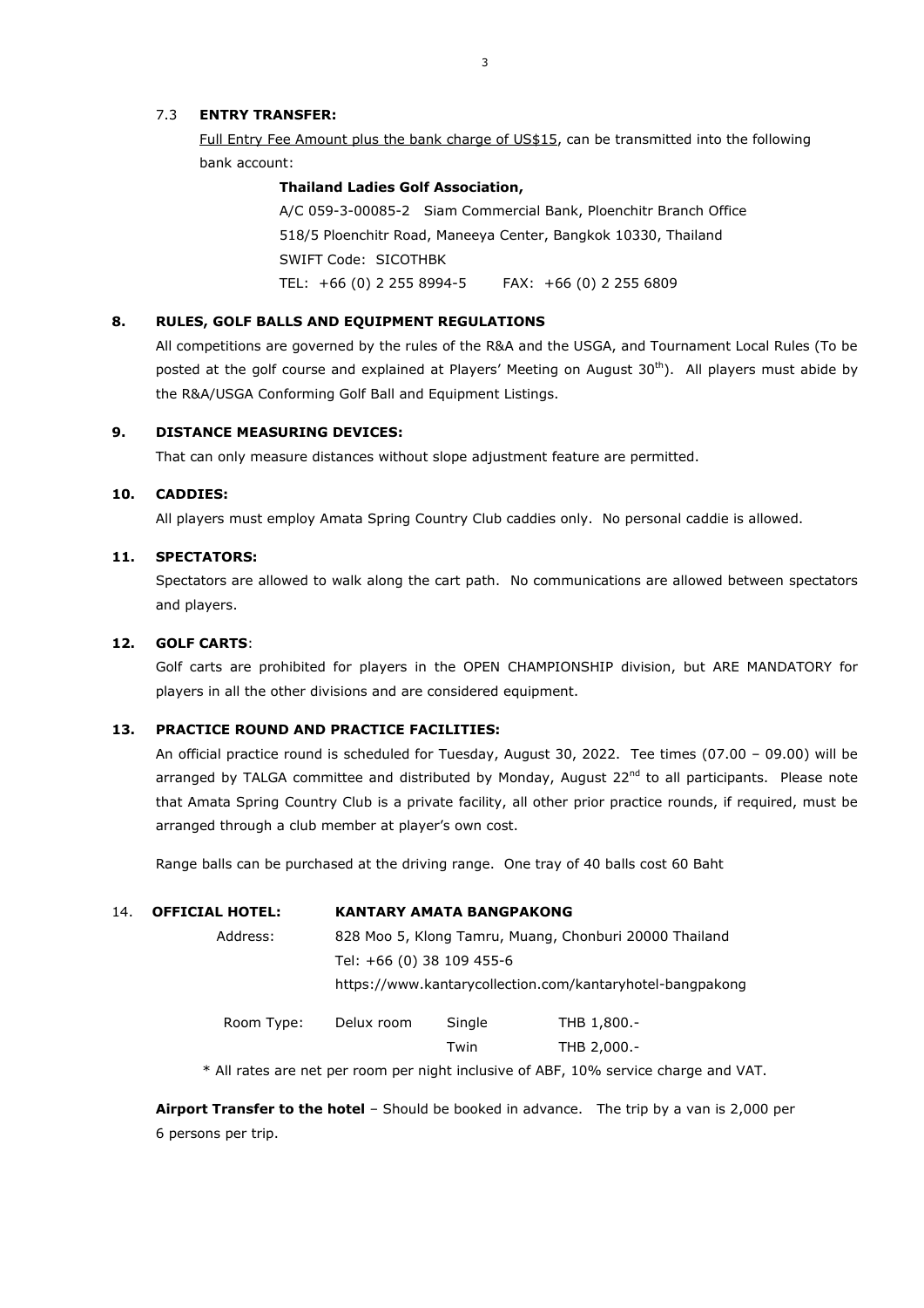7.3 **ENTRY TRANSFER:**

Full Entry Fee Amount plus the bank charge of US$15, can be transmitted into the following bank account:

**Thailand Ladies Golf Association,**

A/C 059-3-00085-2 Siam Commercial Bank, Ploenchitr Branch Office
518/5 Ploenchitr Road, Maneeya Center, Bangkok 10330, Thailand
SWIFT Code: SICOTHBK
TEL: +66 (0) 2 255 8994-5 FAX: +66 (0) 2 255 6809

## 8. RULES, GOLF BALLS AND EQUIPMENT REGULATIONS

All competitions are governed by the rules of the R&A and the USGA, and Tournament Local Rules (To be posted at the golf course and explained at Players' Meeting on August 30th). All players must abide by the R&A/USGA Conforming Golf Ball and Equipment Listings.

## 9. DISTANCE MEASURING DEVICES:

That can only measure distances without slope adjustment feature are permitted.

## 10. CADDIES:

All players must employ Amata Spring Country Club caddies only. No personal caddie is allowed.

## 11. SPECTATORS:

Spectators are allowed to walk along the cart path. No communications are allowed between spectators and players.

## 12. GOLF CARTS:

Golf carts are prohibited for players in the OPEN CHAMPIONSHIP division, but ARE MANDATORY for players in all the other divisions and are considered equipment.

## 13. PRACTICE ROUND AND PRACTICE FACILITIES:

An official practice round is scheduled for Tuesday, August 30, 2022. Tee times (07.00 – 09.00) will be arranged by TALGA committee and distributed by Monday, August 22nd to all participants. Please note that Amata Spring Country Club is a private facility, all other prior practice rounds, if required, must be arranged through a club member at player's own cost.

Range balls can be purchased at the driving range. One tray of 40 balls cost 60 Baht

## 14. OFFICIAL HOTEL: KANTARY AMATA BANGPAKONG

Address: 828 Moo 5, Klong Tamru, Muang, Chonburi 20000 Thailand
Tel: +66 (0) 38 109 455-6
https://www.kantarycollection.com/kantaryhotel-bangpakong

| Room Type: | Delux room | Single | THB 1,800.- |
|---|---|---|---|
| | | Twin | THB 2,000.- |

* All rates are net per room per night inclusive of ABF, 10% service charge and VAT.

**Airport Transfer to the hotel** – Should be booked in advance. The trip by a van is 2,000 per 6 persons per trip.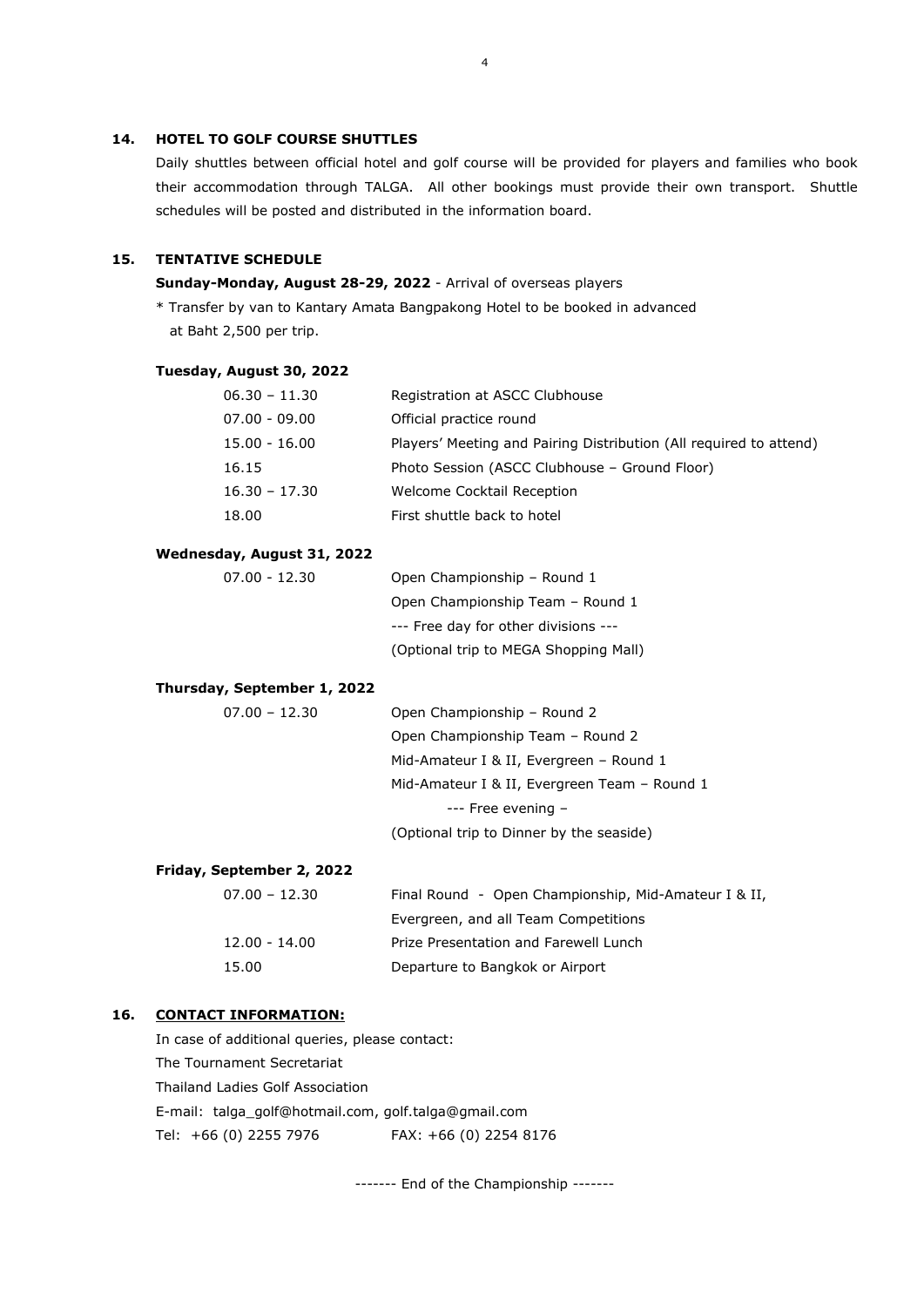## 14. HOTEL TO GOLF COURSE SHUTTLES

Daily shuttles between official hotel and golf course will be provided for players and families who book their accommodation through TALGA. All other bookings must provide their own transport. Shuttle schedules will be posted and distributed in the information board.

## 15. TENTATIVE SCHEDULE

**Sunday-Monday, August 28-29, 2022** - Arrival of overseas players

* Transfer by van to Kantary Amata Bangpakong Hotel to be booked in advanced at Baht 2,500 per trip.

**Tuesday, August 30, 2022**

| | |
|---|---|
| 06.30 – 11.30 | Registration at ASCC Clubhouse |
| 07.00 - 09.00 | Official practice round |
| 15.00 - 16.00 | Players' Meeting and Pairing Distribution (All required to attend) |
| 16.15 | Photo Session (ASCC Clubhouse – Ground Floor) |
| 16.30 – 17.30 | Welcome Cocktail Reception |
| 18.00 | First shuttle back to hotel |

**Wednesday, August 31, 2022**

| | |
|---|---|
| 07.00 - 12.30 | Open Championship – Round 1 |
| | Open Championship Team – Round 1 |
| | --- Free day for other divisions --- |
| | (Optional trip to MEGA Shopping Mall) |

**Thursday, September 1, 2022**

| | |
|---|---|
| 07.00 – 12.30 | Open Championship – Round 2 |
| | Open Championship Team – Round 2 |
| | Mid-Amateur I & II, Evergreen – Round 1 |
| | Mid-Amateur I & II, Evergreen Team – Round 1 |
| | --- Free evening – |
| | (Optional trip to Dinner by the seaside) |

**Friday, September 2, 2022**

| | |
|---|---|
| 07.00 – 12.30 | Final Round - Open Championship, Mid-Amateur I & II, Evergreen, and all Team Competitions |
| 12.00 - 14.00 | Prize Presentation and Farewell Lunch |
| 15.00 | Departure to Bangkok or Airport |

## 16. CONTACT INFORMATION:

In case of additional queries, please contact:

The Tournament Secretariat

Thailand Ladies Golf Association

E-mail: talga_golf@hotmail.com, golf.talga@gmail.com

Tel: +66 (0) 2255 7976 FAX: +66 (0) 2254 8176

------- End of the Championship -------